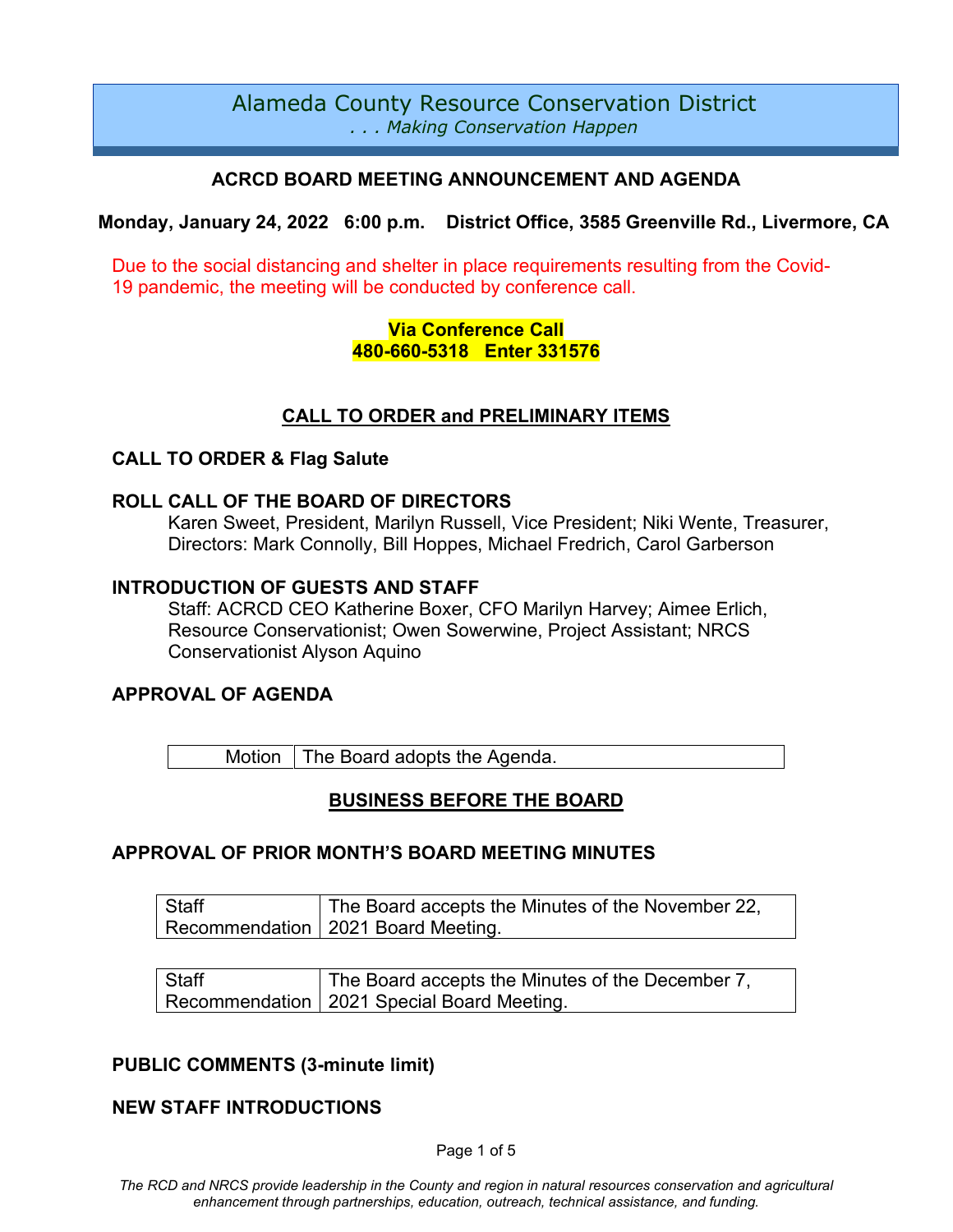# Alameda County Resource Conservation District

*. . . Making Conservation Happen*

## ACRCD BOARD MEETING ANNOUNCEMENT AND AGENDA

**Monday, January 24, 2022 6:00 p.m. District Office, 3585 Greenville Rd., Livermore, CA**

Due to the social distancing and shelter in place requirements resulting from the Covid-19 pandemic, the meeting will be conducted by conference call.

**Via Conference Call**
**480-660-5318 Enter 331576**

## CALL TO ORDER and PRELIMINARY ITEMS

### CALL TO ORDER & Flag Salute

### ROLL CALL OF THE BOARD OF DIRECTORS

Karen Sweet, President, Marilyn Russell, Vice President; Niki Wente, Treasurer, Directors: Mark Connolly, Bill Hoppes, Michael Fredrich, Carol Garberson

### INTRODUCTION OF GUESTS AND STAFF

Staff: ACRCD CEO Katherine Boxer, CFO Marilyn Harvey; Aimee Erlich, Resource Conservationist; Owen Sowerwine, Project Assistant; NRCS Conservationist Alyson Aquino

### APPROVAL OF AGENDA

| Motion | The Board adopts the Agenda. |
|---|---|

## BUSINESS BEFORE THE BOARD

### APPROVAL OF PRIOR MONTH'S BOARD MEETING MINUTES

| Staff Recommendation | The Board accepts the Minutes of the November 22, 2021 Board Meeting. |
|---|---|

| Staff Recommendation | The Board accepts the Minutes of the December 7, 2021 Special Board Meeting. |
|---|---|

### PUBLIC COMMENTS (3-minute limit)

### NEW STAFF INTRODUCTIONS

*The RCD and NRCS provide leadership in the County and region in natural resources conservation and agricultural enhancement through partnerships, education, outreach, technical assistance, and funding.*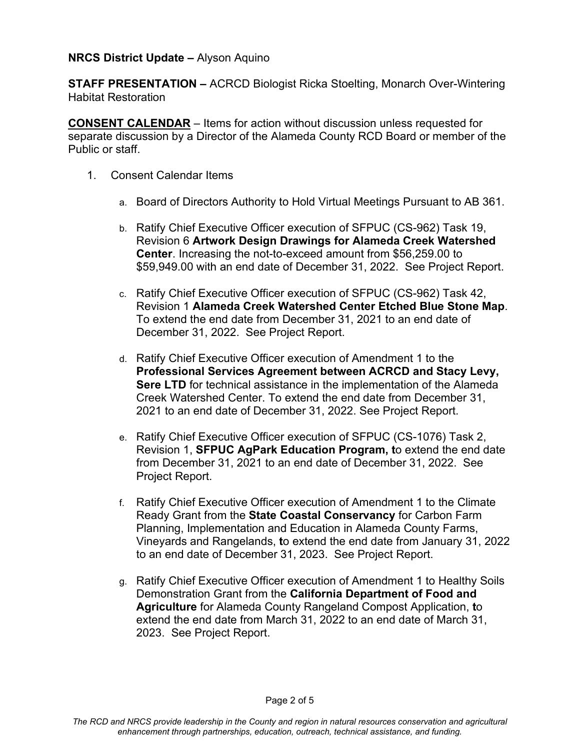**NRCS District Update –** Alyson Aquino

**STAFF PRESENTATION –** ACRCD Biologist Ricka Stoelting, Monarch Over-Wintering Habitat Restoration

**CONSENT CALENDAR** – Items for action without discussion unless requested for separate discussion by a Director of the Alameda County RCD Board or member of the Public or staff.

1. Consent Calendar Items

   a. Board of Directors Authority to Hold Virtual Meetings Pursuant to AB 361.

   b. Ratify Chief Executive Officer execution of SFPUC (CS-962) Task 19, Revision 6 **Artwork Design Drawings for Alameda Creek Watershed Center**. Increasing the not-to-exceed amount from $56,259.00 to $59,949.00 with an end date of December 31, 2022. See Project Report.

   c. Ratify Chief Executive Officer execution of SFPUC (CS-962) Task 42, Revision 1 **Alameda Creek Watershed Center Etched Blue Stone Map**. To extend the end date from December 31, 2021 to an end date of December 31, 2022. See Project Report.

   d. Ratify Chief Executive Officer execution of Amendment 1 to the **Professional Services Agreement between ACRCD and Stacy Levy, Sere LTD** for technical assistance in the implementation of the Alameda Creek Watershed Center. To extend the end date from December 31, 2021 to an end date of December 31, 2022. See Project Report.

   e. Ratify Chief Executive Officer execution of SFPUC (CS-1076) Task 2, Revision 1, **SFPUC AgPark Education Program, t**o extend the end date from December 31, 2021 to an end date of December 31, 2022. See Project Report.

   f. Ratify Chief Executive Officer execution of Amendment 1 to the Climate Ready Grant from the **State Coastal Conservancy** for Carbon Farm Planning, Implementation and Education in Alameda County Farms, Vineyards and Rangelands, **t**o extend the end date from January 31, 2022 to an end date of December 31, 2023. See Project Report.

   g. Ratify Chief Executive Officer execution of Amendment 1 to Healthy Soils Demonstration Grant from the **California Department of Food and Agriculture** for Alameda County Rangeland Compost Application, **t**o extend the end date from March 31, 2022 to an end date of March 31, 2023. See Project Report.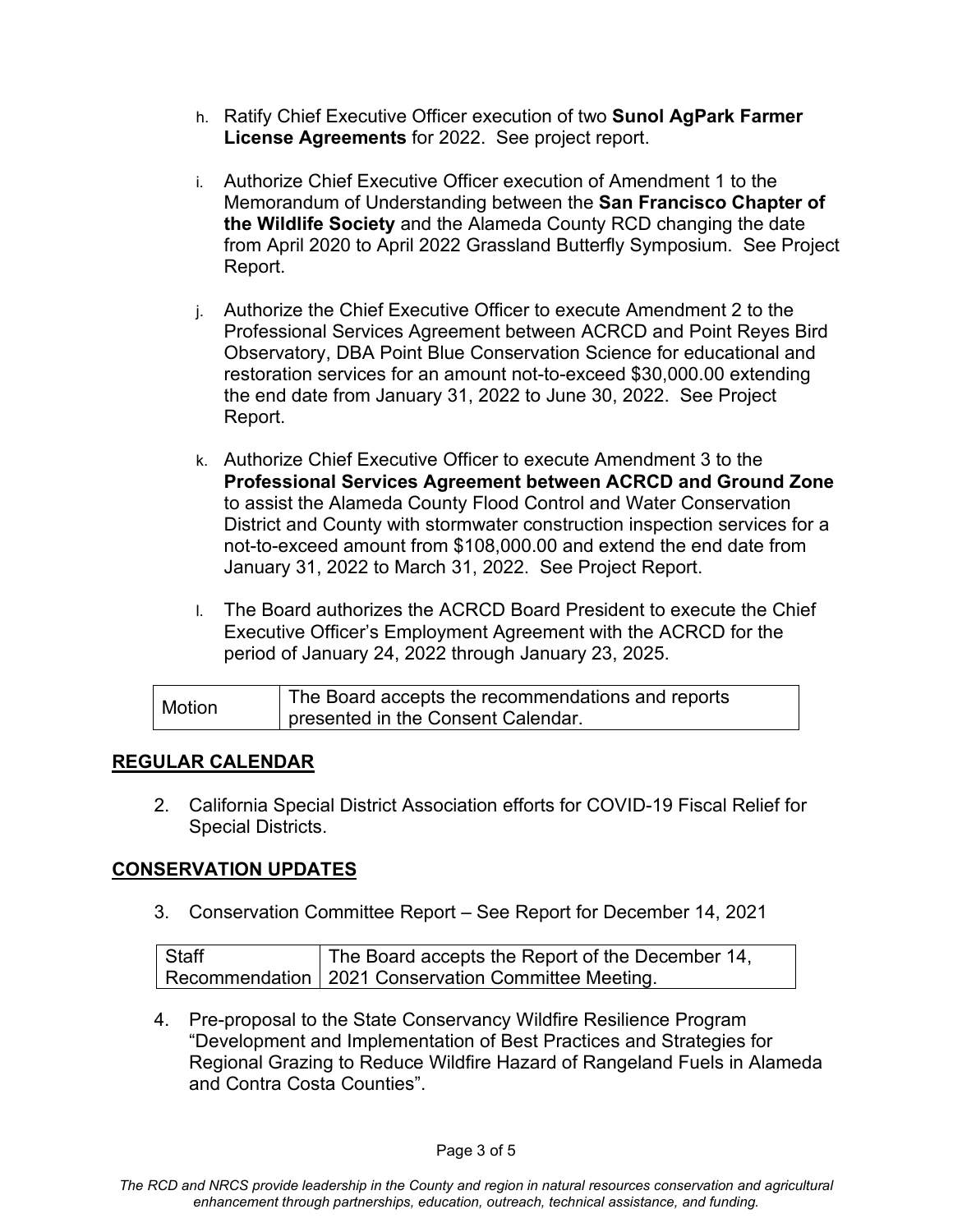h. Ratify Chief Executive Officer execution of two **Sunol AgPark Farmer License Agreements** for 2022. See project report.

i. Authorize Chief Executive Officer execution of Amendment 1 to the Memorandum of Understanding between the **San Francisco Chapter of the Wildlife Society** and the Alameda County RCD changing the date from April 2020 to April 2022 Grassland Butterfly Symposium. See Project Report.

j. Authorize the Chief Executive Officer to execute Amendment 2 to the Professional Services Agreement between ACRCD and Point Reyes Bird Observatory, DBA Point Blue Conservation Science for educational and restoration services for an amount not-to-exceed $30,000.00 extending the end date from January 31, 2022 to June 30, 2022. See Project Report.

k. Authorize Chief Executive Officer to execute Amendment 3 to the **Professional Services Agreement between ACRCD and Ground Zone** to assist the Alameda County Flood Control and Water Conservation District and County with stormwater construction inspection services for a not-to-exceed amount from $108,000.00 and extend the end date from January 31, 2022 to March 31, 2022. See Project Report.

l. The Board authorizes the ACRCD Board President to execute the Chief Executive Officer's Employment Agreement with the ACRCD for the period of January 24, 2022 through January 23, 2025.

| Motion | The Board accepts the recommendations and reports presented in the Consent Calendar. |
|---|---|

## REGULAR CALENDAR

2. California Special District Association efforts for COVID-19 Fiscal Relief for Special Districts.

## CONSERVATION UPDATES

3. Conservation Committee Report – See Report for December 14, 2021

| Staff Recommendation | The Board accepts the Report of the December 14, 2021 Conservation Committee Meeting. |
|---|---|

4. Pre-proposal to the State Conservancy Wildfire Resilience Program "Development and Implementation of Best Practices and Strategies for Regional Grazing to Reduce Wildfire Hazard of Rangeland Fuels in Alameda and Contra Costa Counties".

*The RCD and NRCS provide leadership in the County and region in natural resources conservation and agricultural enhancement through partnerships, education, outreach, technical assistance, and funding.*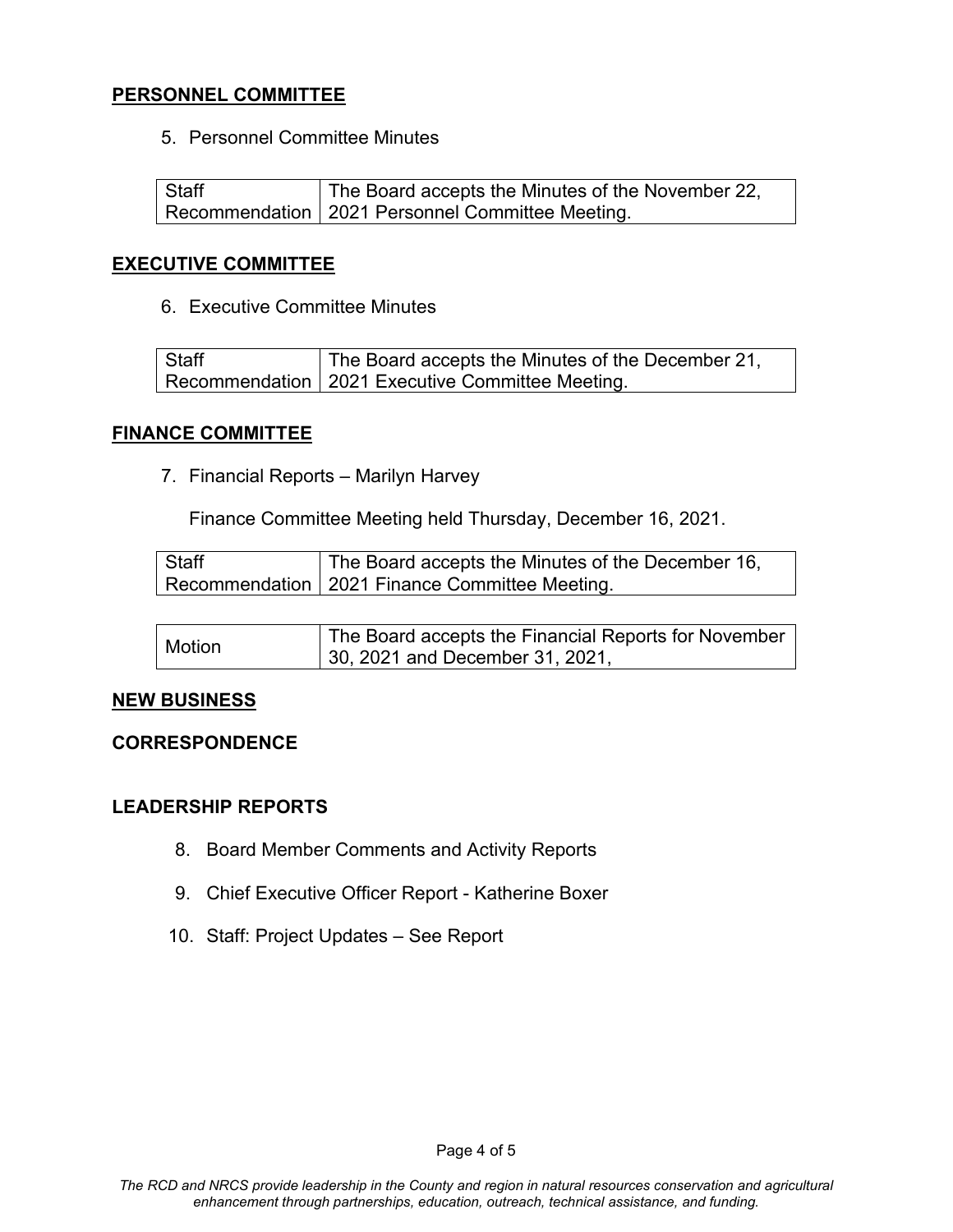## PERSONNEL COMMITTEE

5. Personnel Committee Minutes

| Staff Recommendation | The Board accepts the Minutes of the November 22, 2021 Personnel Committee Meeting. |
|---|---|

## EXECUTIVE COMMITTEE

6. Executive Committee Minutes

| Staff Recommendation | The Board accepts the Minutes of the December 21, 2021 Executive Committee Meeting. |
|---|---|

## FINANCE COMMITTEE

7. Financial Reports – Marilyn Harvey

   Finance Committee Meeting held Thursday, December 16, 2021.

| Staff Recommendation | The Board accepts the Minutes of the December 16, 2021 Finance Committee Meeting. |
|---|---|

| Motion | The Board accepts the Financial Reports for November 30, 2021 and December 31, 2021, |
|---|---|

## NEW BUSINESS

## CORRESPONDENCE

## LEADERSHIP REPORTS

8. Board Member Comments and Activity Reports
9. Chief Executive Officer Report - Katherine Boxer
10. Staff: Project Updates – See Report

*The RCD and NRCS provide leadership in the County and region in natural resources conservation and agricultural enhancement through partnerships, education, outreach, technical assistance, and funding.*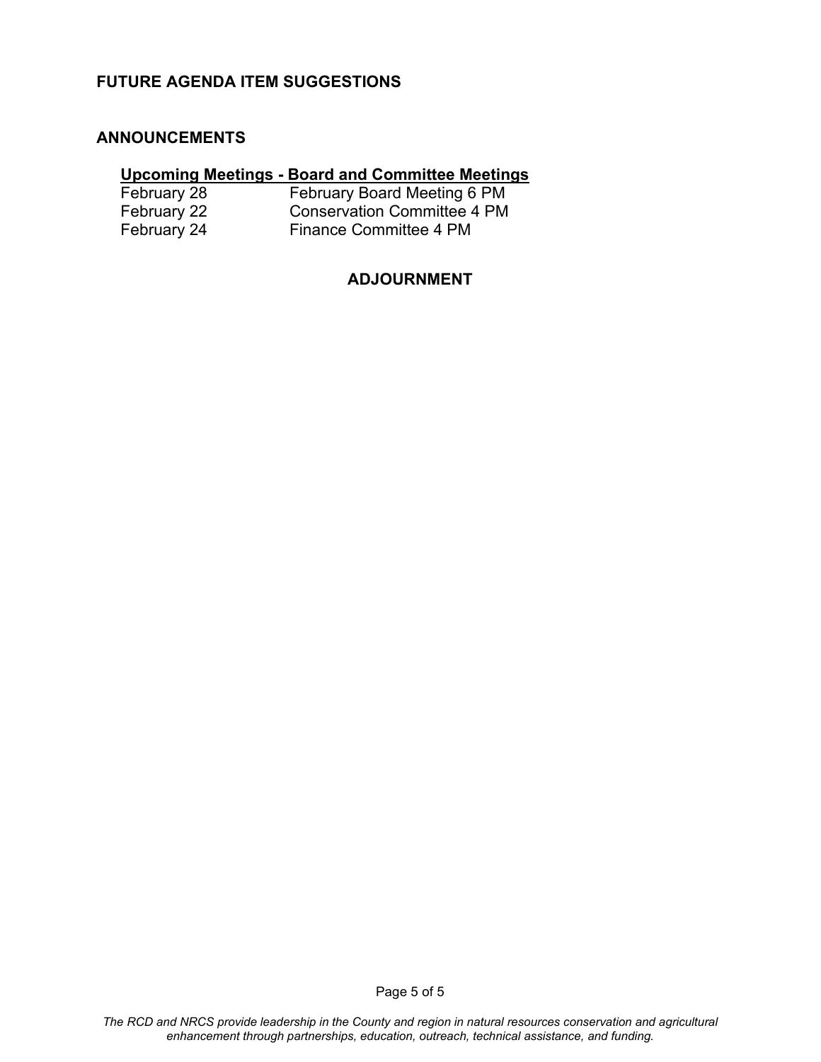## FUTURE AGENDA ITEM SUGGESTIONS

## ANNOUNCEMENTS

### Upcoming Meetings - Board and Committee Meetings

| | |
|---|---|
| February 28 | February Board Meeting 6 PM |
| February 22 | Conservation Committee 4 PM |
| February 24 | Finance Committee 4 PM |

## ADJOURNMENT

*The RCD and NRCS provide leadership in the County and region in natural resources conservation and agricultural enhancement through partnerships, education, outreach, technical assistance, and funding.*